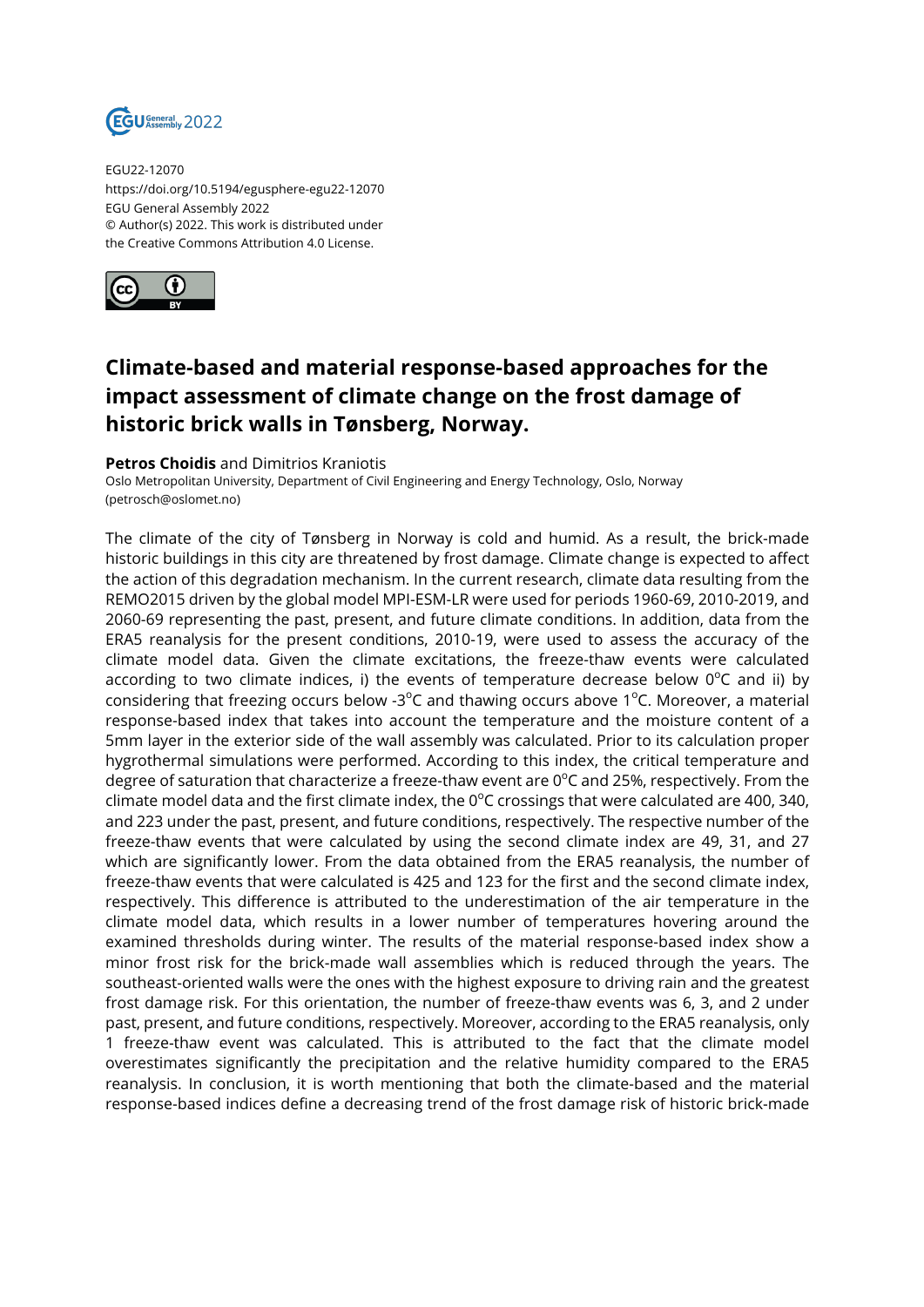EGU22-12070
https://doi.org/10.5194/egusphere-egu22-12070
EGU General Assembly 2022
© Author(s) 2022. This work is distributed under the Creative Commons Attribution 4.0 License.

# Climate-based and material response-based approaches for the impact assessment of climate change on the frost damage of historic brick walls in Tønsberg, Norway.

**Petros Choidis** and Dimitrios Kraniotis
Oslo Metropolitan University, Department of Civil Engineering and Energy Technology, Oslo, Norway (petrosch@oslomet.no)

The climate of the city of Tønsberg in Norway is cold and humid. As a result, the brick-made historic buildings in this city are threatened by frost damage. Climate change is expected to affect the action of this degradation mechanism. In the current research, climate data resulting from the REMO2015 driven by the global model MPI-ESM-LR were used for periods 1960-69, 2010-2019, and 2060-69 representing the past, present, and future climate conditions. In addition, data from the ERA5 reanalysis for the present conditions, 2010-19, were used to assess the accuracy of the climate model data. Given the climate excitations, the freeze-thaw events were calculated according to two climate indices, i) the events of temperature decrease below $0^{o}$C and ii) by considering that freezing occurs below $-3^{o}$C and thawing occurs above $1^{o}$C. Moreover, a material response-based index that takes into account the temperature and the moisture content of a 5mm layer in the exterior side of the wall assembly was calculated. Prior to its calculation proper hygrothermal simulations were performed. According to this index, the critical temperature and degree of saturation that characterize a freeze-thaw event are $0^{o}$C and 25%, respectively. From the climate model data and the first climate index, the $0^{o}$C crossings that were calculated are 400, 340, and 223 under the past, present, and future conditions, respectively. The respective number of the freeze-thaw events that were calculated by using the second climate index are 49, 31, and 27 which are significantly lower. From the data obtained from the ERA5 reanalysis, the number of freeze-thaw events that were calculated is 425 and 123 for the first and the second climate index, respectively. This difference is attributed to the underestimation of the air temperature in the climate model data, which results in a lower number of temperatures hovering around the examined thresholds during winter. The results of the material response-based index show a minor frost risk for the brick-made wall assemblies which is reduced through the years. The southeast-oriented walls were the ones with the highest exposure to driving rain and the greatest frost damage risk. For this orientation, the number of freeze-thaw events was 6, 3, and 2 under past, present, and future conditions, respectively. Moreover, according to the ERA5 reanalysis, only 1 freeze-thaw event was calculated. This is attributed to the fact that the climate model overestimates significantly the precipitation and the relative humidity compared to the ERA5 reanalysis. In conclusion, it is worth mentioning that both the climate-based and the material response-based indices define a decreasing trend of the frost damage risk of historic brick-made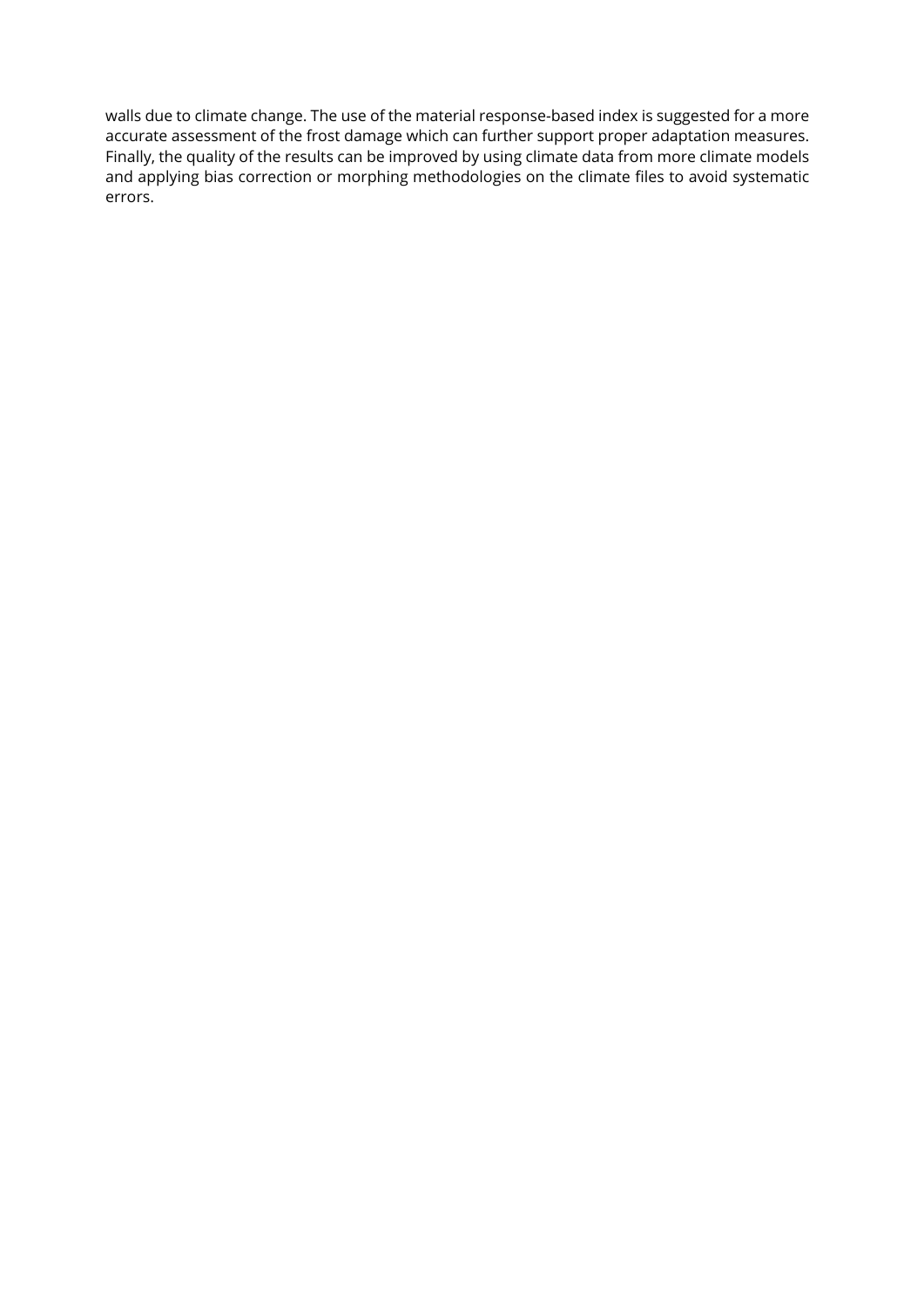walls due to climate change. The use of the material response-based index is suggested for a more accurate assessment of the frost damage which can further support proper adaptation measures. Finally, the quality of the results can be improved by using climate data from more climate models and applying bias correction or morphing methodologies on the climate files to avoid systematic errors.